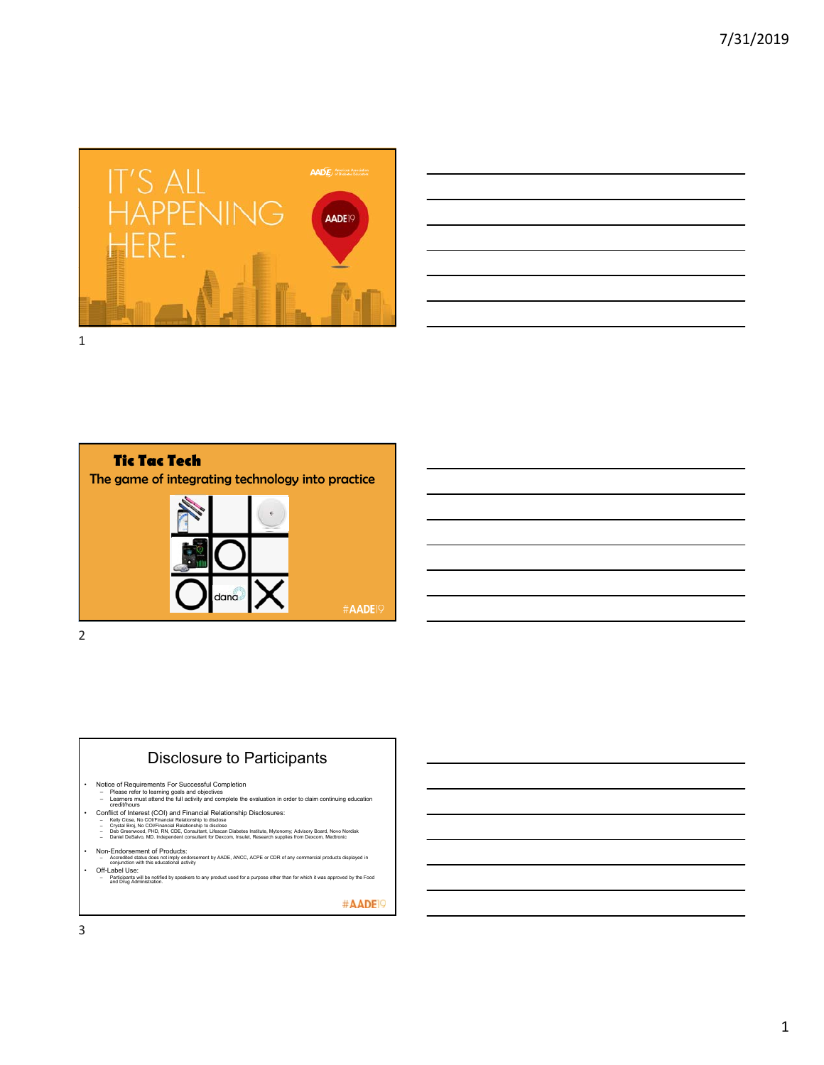# IT'S ALL HAPPENING HERE.

AADE American Association of Diabetes Educators

AADE19

# Tic Tac Tech

The game of integrating technology into practice

dana

#AADE19

# Disclosure to Participants

- Notice of Requirements For Successful Completion
  - Please refer to learning goals and objectives
  - Learners must attend the full activity and complete the evaluation in order to claim continuing education credit/hours
- Conflict of Interest (COI) and Financial Relationship Disclosures:
  - Kelly Close, No COI/Financial Relationship to disclose
  - Crystal Broj, No COI/Financial Relationship to disclose
  - Deb Greenwood, PHD, RN, CDE, Consultant, Lifescan Diabetes Institute, Mytonomy; Advisory Board, Novo Nordisk
  - Daniel DeSalvo, MD. Independent consultant for Dexcom, Insulet, Research supplies from Dexcom, Medtronic
- Non-Endorsement of Products:
  - Accredited status does not imply endorsement by AADE, ANCC, ACPE or CDR of any commercial products displayed in conjunction with this educational activity
- Off-Label Use:
  - Participants will be notified by speakers to any product used for a purpose other than for which it was approved by the Food and Drug Administration.

#AADE19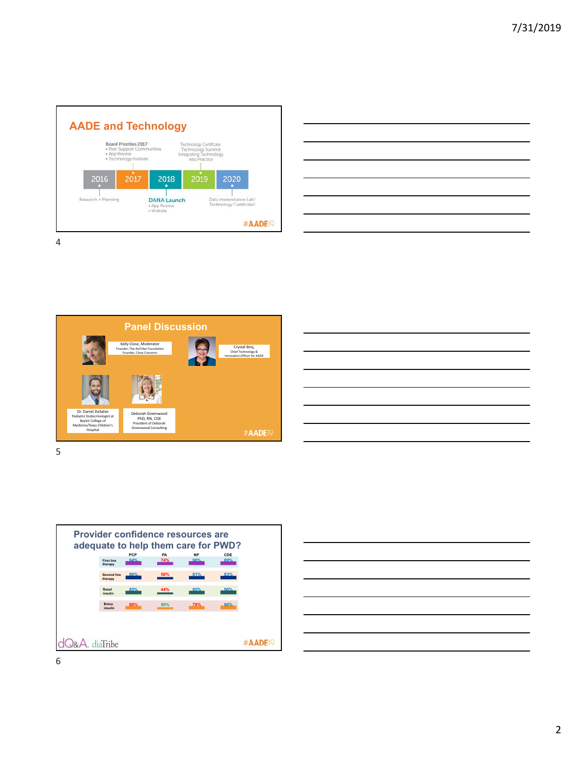## AADE and Technology

Board Priorities 2017
- Peer Support Communities
- App Review
- Technology Institute

Technology Certificate
Technology Summit
Integrating Technology into Practice

2016 | 2017 | 2018 | 2019 | 2020

Research + Planning

DANA Launch
- App Review
- Website

Data Interpretation Lab?
Technology Certificate?

#AADE19

## Panel Discussion

Kelly Close, Moderator
Founder, The diaTribe Foundation
Founder, Close Concerns

Crystal Broj,
Chief Technology & Innovation Officer for AADE

Dr. Daniel DeSalvo
Pediatric Endocrinologist at Baylor College of Medicine/Texas Children's Hospital

Deborah Greenwood
PhD, RN, CDE
President of Deborah Greenwood Consulting

#AADE19

## Provider confidence resources are adequate to help them care for PWD?

| | PCP | PA | NP | CDE |
|---|---|---|---|---|
| First line therapy | 94% | 74% | 90% | 89% |
| Second line therapy | 90% | 56% | 81% | 83% |
| Basal insulin | 85% | 44% | 85% | 90% |
| Bolus insulin | 80% | 50% | 79% | 90% |

dQ&A. diaTribe

#AADE19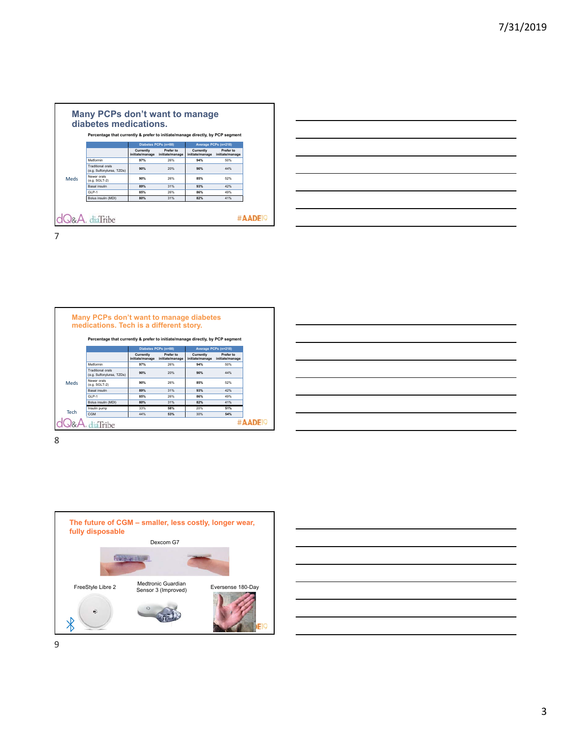## Many PCPs don't want to manage diabetes medications.

**Percentage that currently & prefer to initiate/manage directly, by PCP segment**

| | | Diabetes PCPs (n=88) | | Average PCPs (n=218) | |
|---|---|---|---|---|---|
| | | Currently initiate/manage | Prefer to initiate/manage | Currently initiate/manage | Prefer to initiate/manage |
| Meds | Metformin | **97%** | 26% | **94%** | 50% |
| | Traditional orals (e.g. Sulfonylurea, TZDs) | **90%** | 20% | **90%** | 44% |
| | Newer orals (e.g. SGLT-2) | **90%** | 26% | **85%** | 52% |
| | Basal insulin | **89%** | 31% | **93%** | 42% |
| | GLP-1 | **85%** | 26% | **86%** | 49% |
| | Bolus insulin (MDI) | **80%** | 31% | **82%** | 41% |

dQ&A. diaTribe #AADE19

## Many PCPs don't want to manage diabetes medications. Tech is a different story.

**Percentage that currently & prefer to initiate/manage directly, by PCP segment**

| | | Diabetes PCPs (n=88) | | Average PCPs (n=218) | |
|---|---|---|---|---|---|
| | | Currently initiate/manage | Prefer to initiate/manage | Currently initiate/manage | Prefer to initiate/manage |
| Meds | Metformin | **97%** | 26% | **94%** | 50% |
| | Traditional orals (e.g. Sulfonylurea, TZDs) | **90%** | 20% | **90%** | 44% |
| | Newer orals (e.g. SGLT-2) | **90%** | 26% | **85%** | 52% |
| | Basal insulin | **89%** | 31% | **93%** | 42% |
| | GLP-1 | **85%** | 26% | **86%** | 49% |
| | Bolus insulin (MDI) | **80%** | 31% | **82%** | 41% |
| Tech | Insulin pump | 33% | **58%** | 20% | **51%** |
| | CGM | 44% | **53%** | 30% | **54%** |

dQ&A. diaTribe #AADE19

## The future of CGM – smaller, less costly, longer wear, fully disposable

Dexcom G7

FreeStyle Libre 2

Medtronic Guardian Sensor 3 (Improved)

Eversense 180-Day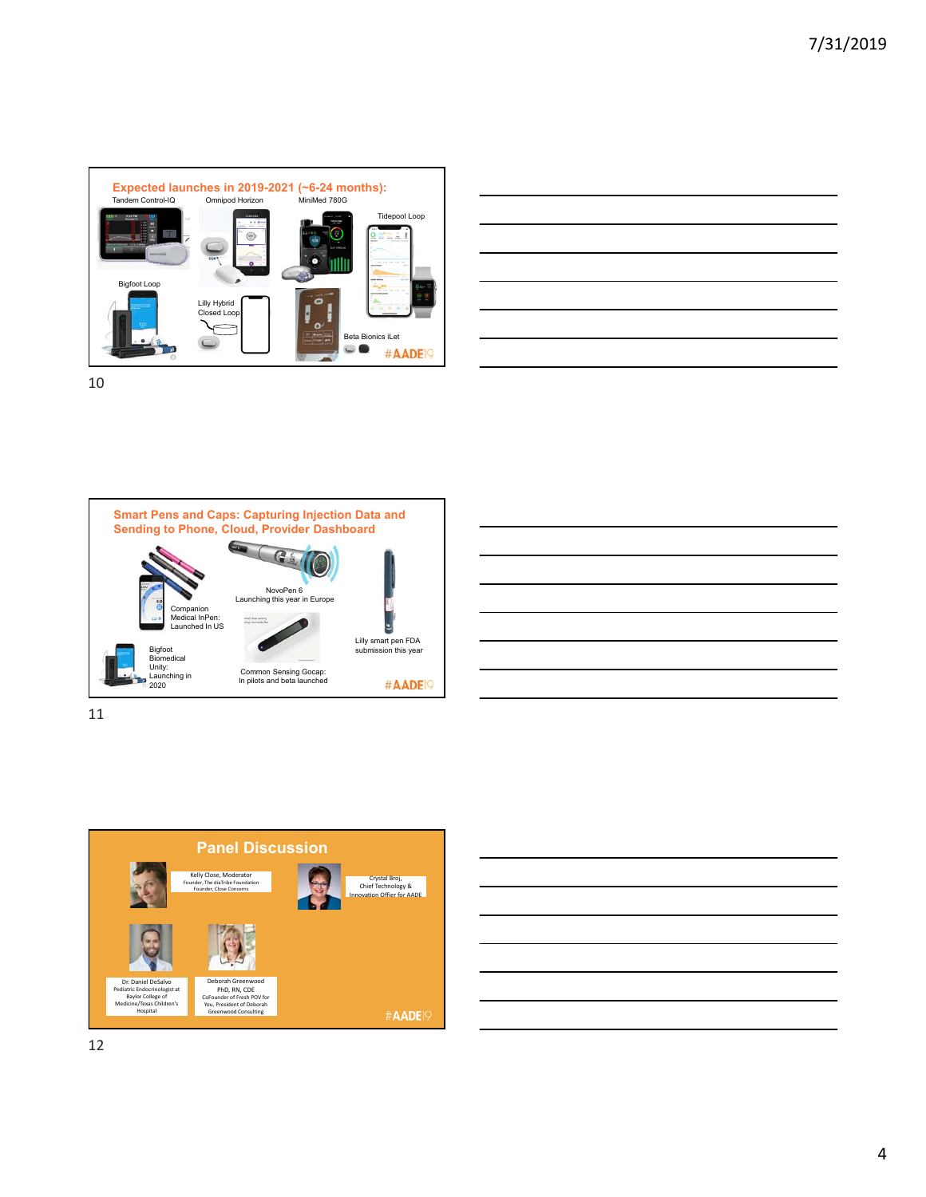## Expected launches in 2019-2021 (~6-24 months):

Tandem Control-IQ

Omnipod Horizon

MiniMed 780G

Tidepool Loop

Bigfoot Loop

Lilly Hybrid Closed Loop

Beta Bionics iLet

#AADE19

10

## Smart Pens and Caps: Capturing Injection Data and Sending to Phone, Cloud, Provider Dashboard

Companion Medical InPen: Launched In US

NovoPen 6 Launching this year in Europe

Lilly smart pen FDA submission this year

Bigfoot Biomedical Unity: Launching in 2020

Common Sensing Gocap: In pilots and beta launched

#AADE19

11

## Panel Discussion

Kelly Close, Moderator
Founder, The diaTribe Foundation
Founder, Close Concerns

Crystal Broj,
Chief Technology &
Innovation Officer for AADE

Dr. Daniel DeSalvo
Pediatric Endocrinologist at Baylor College of Medicine/Texas Children's Hospital

Deborah Greenwood
PhD, RN, CDE
CoFounder of Fresh POV for You, President of Deborah Greenwood Consulting

#AADE19

12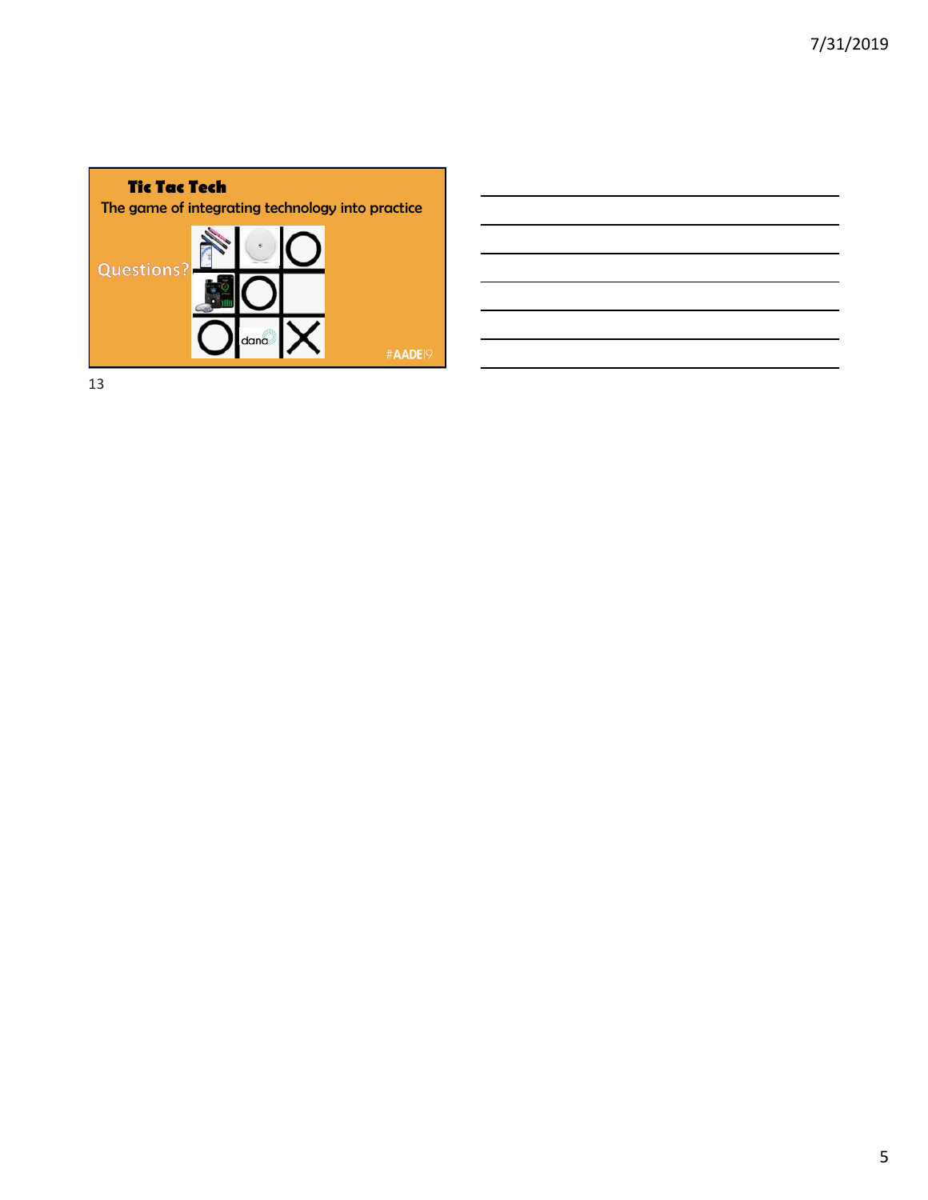**Tic Tac Tech**

The game of integrating technology into practice

Questions?

dana

#AADE19